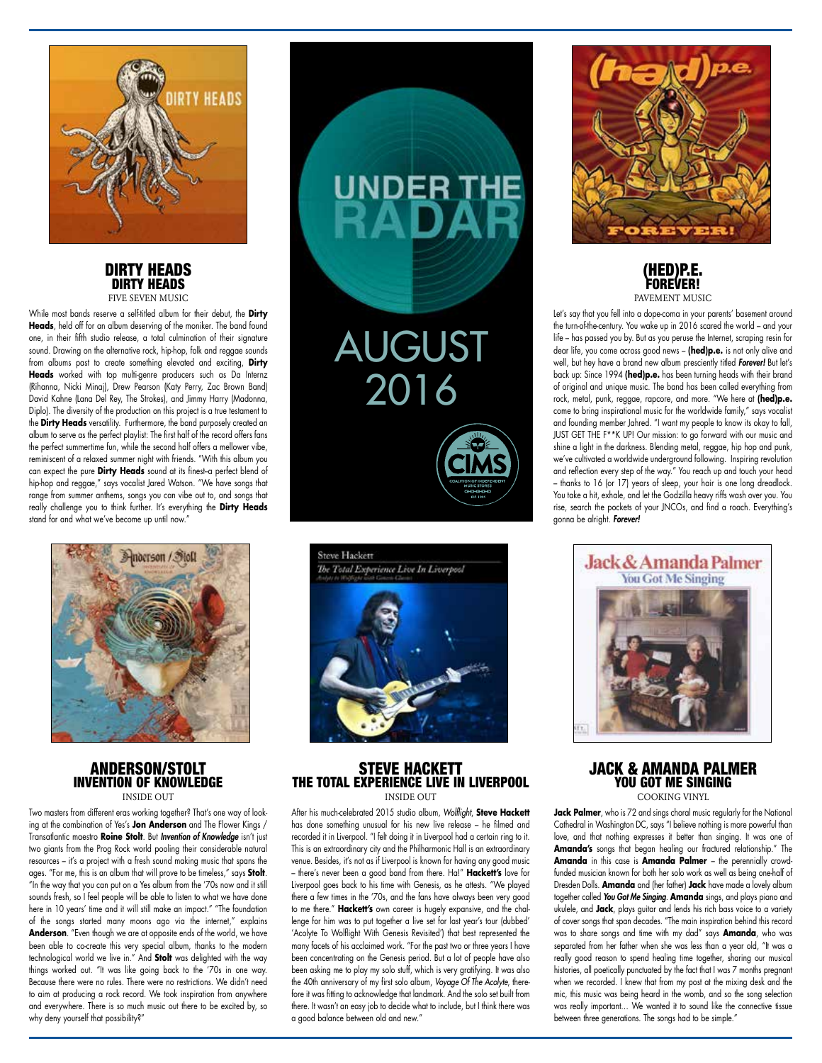# UNDER THE RADAR

## AUGUST 2016

## DIRTY HEADS
### DIRTY HEADS
FIVE SEVEN MUSIC

While most bands reserve a self-titled album for their debut, the **Dirty Heads**, held off for an album deserving of the moniker. The band found one, in their fifth studio release, a total culmination of their signature sound. Drawing on the alternative rock, hip-hop, folk and reggae sounds from albums past to create something elevated and exciting, **Dirty Heads** worked with top multi-genre producers such as Da Internz (Rihanna, Nicki Minaj), Drew Pearson (Katy Perry, Zac Brown Band) David Kahne (Lana Del Rey, The Strokes), and Jimmy Harry (Madonna, Diplo). The diversity of the production on this project is a true testament to the **Dirty Heads** versatility. Furthermore, the band purposely created an album to serve as the perfect playlist: The first half of the record offers fans the perfect summertime fun, while the second half offers a mellower vibe, reminiscent of a relaxed summer night with friends. "With this album you can expect the pure **Dirty Heads** sound at its finest–a perfect blend of hip-hop and reggae," says vocalist Jared Watson. "We have songs that range from summer anthems, songs you can vibe out to, and songs that really challenge you to think further. It's everything the **Dirty Heads** stand for and what we've become up until now."

## (HED)P.E.
### FOREVER!
PAVEMENT MUSIC

Let's say that you fell into a dope-coma in your parents' basement around the turn-of-the-century. You wake up in 2016 scared the world – and your life – has passed you by. But as you peruse the Internet, scraping resin for dear life, you come across good news – **(hed)p.e.** is not only alive and well, but hey have a brand new album presciently titled ***Forever!*** But let's back up: Since 1994 **(hed)p.e.** has been turning heads with their brand of original and unique music. The band has been called everything from rock, metal, punk, reggae, rapcore, and more. "We here at **(hed)p.e.** come to bring inspirational music for the worldwide family," says vocalist and founding member Jahred. "I want my people to know its okay to fall, JUST GET THE F**K UP! Our mission: to go forward with our music and shine a light in the darkness. Blending metal, reggae, hip hop and punk, we've cultivated a worldwide underground following. Inspiring revolution and reflection every step of the way." You reach up and touch your head – thanks to 16 (or 17) years of sleep, your hair is one long dreadlock. You take a hit, exhale, and let the Godzilla heavy riffs wash over you. You rise, search the pockets of your JNCOs, and find a roach. Everything's gonna be alright. ***Forever!***

## ANDERSON/STOLT
### INVENTION OF KNOWLEDGE
INSIDE OUT

Two masters from different eras working together? That's one way of looking at the combination of Yes's **Jon Anderson** and The Flower Kings / Transatlantic maestro **Roine Stolt**. But ***Invention of Knowledge*** isn't just two giants from the Prog Rock world pooling their considerable natural resources – it's a project with a fresh sound making music that spans the ages. "For me, this is an album that will prove to be timeless," says **Stolt**. "In the way that you can put on a Yes album from the '70s now and it still sounds fresh, so I feel people will be able to listen to what we have done here in 10 years' time and it will still make an impact." "The foundation of the songs started many moons ago via the internet," explains **Anderson**. "Even though we are at opposite ends of the world, we have been able to co-create this very special album, thanks to the modern technological world we live in." And **Stolt** was delighted with the way things worked out. "It was like going back to the '70s in one way. Because there were no rules. There were no restrictions. We didn't need to aim at producing a rock record. We took inspiration from anywhere and everywhere. There is so much music out there to be excited by, so why deny yourself that possibility?"

## STEVE HACKETT
### THE TOTAL EXPERIENCE LIVE IN LIVERPOOL
INSIDE OUT

After his much-celebrated 2015 studio album, *Wolflight*, **Steve Hackett** has done something unusual for his new live release – he filmed and recorded it in Liverpool. "I felt doing it in Liverpool had a certain ring to it. This is an extraordinary city and the Philharmonic Hall is an extraordinary venue. Besides, it's not as if Liverpool is known for having any good music – there's never been a good band from there. Ha!" **Hackett's** love for Liverpool goes back to his time with Genesis, as he attests. "We played there a few times in the '70s, and the fans have always been very good to me there." **Hackett's** own career is hugely expansive, and the challenge for him was to put together a live set for last year's tour (dubbed 'Acolyte To Wolflight With Genesis Revisited') that best represented the many facets of his acclaimed work. "For the past two or three years I have been concentrating on the Genesis period. But a lot of people have also been asking me to play my solo stuff, which is very gratifying. It was also the 40th anniversary of my first solo album, *Voyage Of The Acolyte*, therefore it was fitting to acknowledge that landmark. And the solo set built from there. It wasn't an easy job to decide what to include, but I think there was a good balance between old and new."

## JACK & AMANDA PALMER
### YOU GOT ME SINGING
COOKING VINYL

**Jack Palmer**, who is 72 and sings choral music regularly for the National Cathedral in Washington DC, says "I believe nothing is more powerful than love, and that nothing expresses it better than singing. It was one of **Amanda's** songs that began healing our fractured relationship." The **Amanda** in this case is **Amanda Palmer** – the perennially crowd-funded musician known for both her solo work as well as being one-half of Dresden Dolls. **Amanda** and (her father) **Jack** have made a lovely album together called ***You Got Me Singing***. **Amanda** sings, and plays piano and ukulele, and **Jack**, plays guitar and lends his rich bass voice to a variety of cover songs that span decades. "The main inspiration behind this record was to share songs and time with my dad" says **Amanda**, who was separated from her father when she was less than a year old, "It was a really good reason to spend healing time together, sharing our musical histories, all poetically punctuated by the fact that I was 7 months pregnant when we recorded. I knew that from my post at the mixing desk and the mic, this music was being heard in the womb, and so the song selection was really important… We wanted it to sound like the connective tissue between three generations. The songs had to be simple."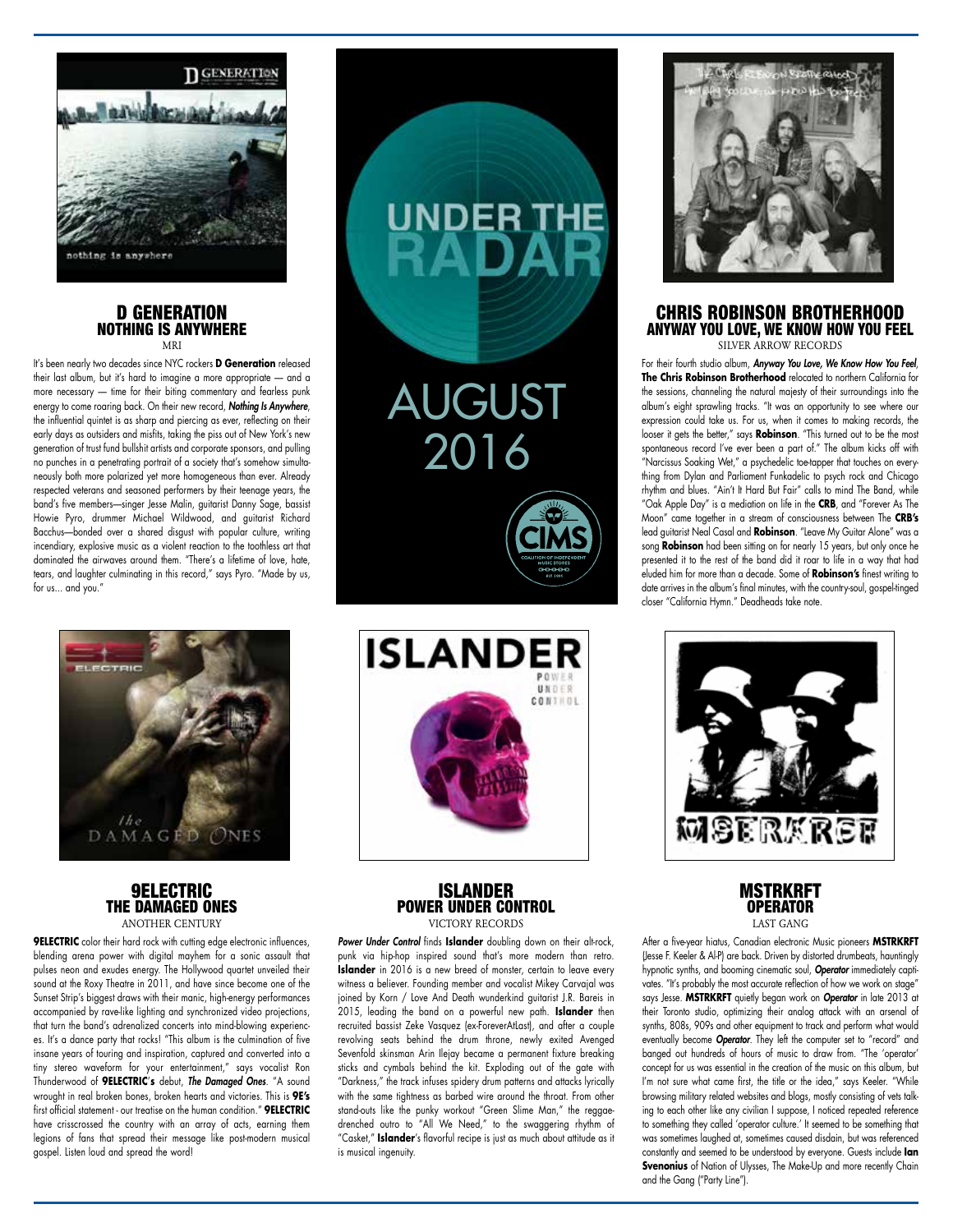## D GENERATION
### NOTHING IS ANYWHERE
MRI

It's been nearly two decades since NYC rockers **D Generation** released their last album, but it's hard to imagine a more appropriate — and a more necessary — time for their biting commentary and fearless punk energy to come roaring back. On their new record, ***Nothing Is Anywhere***, the influential quintet is as sharp and piercing as ever, reflecting on their early days as outsiders and misfits, taking the piss out of New York's new generation of trust fund bullshit artists and corporate sponsors, and pulling no punches in a penetrating portrait of a society that's somehow simultaneously both more polarized yet more homogeneous than ever. Already respected veterans and seasoned performers by their teenage years, the band's five members—singer Jesse Malin, guitarist Danny Sage, bassist Howie Pyro, drummer Michael Wildwood, and guitarist Richard Bacchus—bonded over a shared disgust with popular culture, writing incendiary, explosive music as a violent reaction to the toothless art that dominated the airwaves around them. "There's a lifetime of love, hate, tears, and laughter culminating in this record," says Pyro. "Made by us, for us... and you."

# UNDER THE RADAR
# AUGUST 2016

## CHRIS ROBINSON BROTHERHOOD
### ANYWAY YOU LOVE, WE KNOW HOW YOU FEEL
SILVER ARROW RECORDS

For their fourth studio album, ***Anyway You Love, We Know How You Feel***, **The Chris Robinson Brotherhood** relocated to northern California for the sessions, channeling the natural majesty of their surroundings into the album's eight sprawling tracks. "It was an opportunity to see where our expression could take us. For us, when it comes to making records, the looser it gets the better," says **Robinson**. "This turned out to be the most spontaneous record I've ever been a part of." The album kicks off with "Narcissus Soaking Wet," a psychedelic toe-tapper that touches on everything from Dylan and Parliament Funkadelic to psych rock and Chicago rhythm and blues. "Ain't It Hard But Fair" calls to mind The Band, while "Oak Apple Day" is a mediation on life in the **CRB**, and "Forever As The Moon" came together in a stream of consciousness between The **CRB's** lead guitarist Neal Casal and **Robinson**. "Leave My Guitar Alone" was a song **Robinson** had been sitting on for nearly 15 years, but only once he presented it to the rest of the band did it roar to life in a way that had eluded him for more than a decade. Some of **Robinson's** finest writing to date arrives in the album's final minutes, with the country-soul, gospel-tinged closer "California Hymn." Deadheads take note.

## 9ELECTRIC
### THE DAMAGED ONES
ANOTHER CENTURY

**9ELECTRIC** color their hard rock with cutting edge electronic influences, blending arena power with digital mayhem for a sonic assault that pulses neon and exudes energy. The Hollywood quartet unveiled their sound at the Roxy Theatre in 2011, and have since become one of the Sunset Strip's biggest draws with their manic, high-energy performances accompanied by rave-like lighting and synchronized video projections, that turn the band's adrenalized concerts into mind-blowing experiences. It's a dance party that rocks! "This album is the culmination of five insane years of touring and inspiration, captured and converted into a tiny stereo waveform for your entertainment," says vocalist Ron Thunderwood of **9ELECTRIC's** debut, ***The Damaged Ones***. "A sound wrought in real broken bones, broken hearts and victories. This is **9E's** first official statement - our treatise on the human condition." **9ELECTRIC** have crisscrossed the country with an array of acts, earning them legions of fans that spread their message like post-modern musical gospel. Listen loud and spread the word!

## ISLANDER
### POWER UNDER CONTROL
VICTORY RECORDS

***Power Under Control*** finds **Islander** doubling down on their alt-rock, punk via hip-hop inspired sound that's more modern than retro. **Islander** in 2016 is a new breed of monster, certain to leave every witness a believer. Founding member and vocalist Mikey Carvajal was joined by Korn / Love And Death wunderkind guitarist J.R. Bareis in 2015, leading the band on a powerful new path. **Islander** then recruited bassist Zeke Vasquez (ex-ForeverAtLast), and after a couple revolving seats behind the drum throne, newly exited Avenged Sevenfold skinsman Arin Ilejay became a permanent fixture breaking sticks and cymbals behind the kit. Exploding out of the gate with "Darkness," the track infuses spidery drum patterns and attacks lyrically with the same tightness as barbed wire around the throat. From other stand-outs like the punky workout "Green Slime Man," the reggae-drenched outro to "All We Need," to the swaggering rhythm of "Casket," **Islander**'s flavorful recipe is just as much about attitude as it is musical ingenuity.

## MSTRKRFT
### OPERATOR
LAST GANG

After a five-year hiatus, Canadian electronic Music pioneers **MSTRKRFT** (Jesse F. Keeler & Al-P) are back. Driven by distorted drumbeats, hauntingly hypnotic synths, and booming cinematic soul, ***Operator*** immediately captivates. "It's probably the most accurate reflection of how we work on stage" says Jesse. **MSTRKRFT** quietly began work on ***Operator*** in late 2013 at their Toronto studio, optimizing their analog attack with an arsenal of synths, 808s, 909s and other equipment to track and perform what would eventually become ***Operator***. They left the computer set to "record" and banged out hundreds of hours of music to draw from. "The 'operator' concept for us was essential in the creation of the music on this album, but I'm not sure what came first, the title or the idea," says Keeler. "While browsing military related websites and blogs, mostly consisting of vets talking to each other like any civilian I suppose, I noticed repeated reference to something they called 'operator culture.' It seemed to be something that was sometimes laughed at, sometimes caused disdain, but was referenced constantly and seemed to be understood by everyone. Guests include **Ian Svenonius** of Nation of Ulysses, The Make-Up and more recently Chain and the Gang ("Party Line").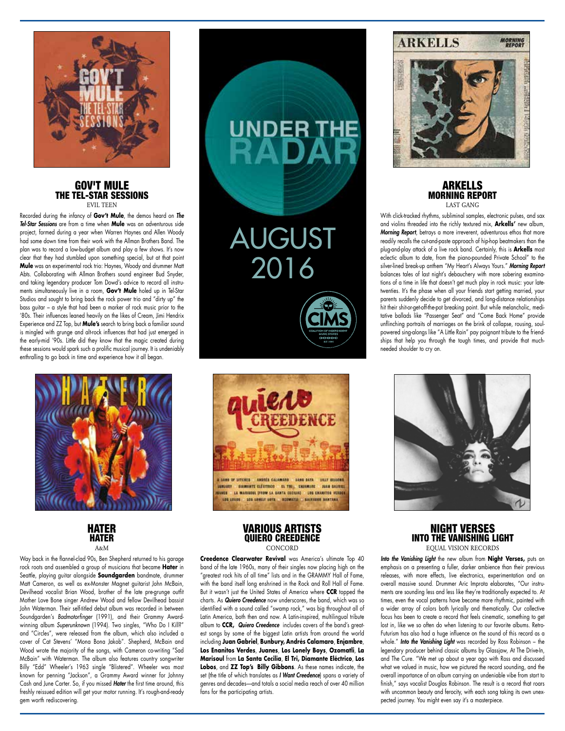# UNDER THE RADAR

# AUGUST 2016

## GOV'T MULE
### THE TEL-STAR SESSIONS
EVIL TEEN

Recorded during the infancy of **Gov't Mule**, the demos heard on ***The Tel-Star Sessions*** are from a time when **Mule** was an adventurous side project, formed during a year when Warren Haynes and Allen Woody had some down time from their work with the Allman Brothers Band. The plan was to record a low-budget album and play a few shows. It's now clear that they had stumbled upon something special, but at that point **Mule** was an experimental rock trio: Haynes, Woody and drummer Matt Abts. Collaborating with Allman Brothers sound engineer Bud Snyder, and taking legendary producer Tom Dowd's advice to record all instruments simultaneously live in a room, **Gov't Mule** holed up in Tel-Star Studios and sought to bring back the rock power trio and "dirty up" the bass guitar – a style that had been a marker of rock music prior to the '80s. Their influences leaned heavily on the likes of Cream, Jimi Hendrix Experience and ZZ Top, but **Mule's** search to bring back a familiar sound is mingled with grunge and alt-rock influences that had just emerged in the early-mid '90s. Little did they know that the magic created during these sessions would spark such a prolific musical journey. It is undeniably enthralling to go back in time and experience how it all began.

## ARKELLS
### MORNING REPORT
LAST GANG

With click-tracked rhythms, subliminal samples, electronic pulses, and sax and violins threaded into the richly textured mix, **Arkells'** new album, ***Morning Report***, betrays a more irreverent, adventurous ethos that more readily recalls the cut-and-paste approach of hip-hop beatmakers than the plug-and-play attack of a live rock band. Certainly, this is **Arkells** most eclectic album to date, from the piano-pounded Private School" to the silver-lined break-up anthem "My Heart's Always Yours." ***Morning Report*** balances tales of last night's debauchery with more sobering examinations of a time in life that doesn't get much play in rock music: your late-twenties. It's the phase when all your friends start getting married, your parents suddenly decide to get divorced, and long-distance relationships hit their shit-or-get-off-the-pot breaking point. But while melancholic, meditative ballads like "Passenger Seat" and "Come Back Home" provide unflinching portraits of marriages on the brink of collapse, rousing, soul-powered sing-alongs like "A Little Rain" pay poignant tribute to the friendships that help you through the tough times, and provide that much-needed shoulder to cry on.

## HATER
### HATER
A&M

Way back in the flannel-clad 90s, Ben Shepherd returned to his garage rock roots and assembled a group of musicians that became **Hater** in Seattle, playing guitar alongside **Soundgarden** bandmate, drummer Matt Cameron, as well as ex-Monster Magnet guitarist John McBain, Devilhead vocalist Brian Wood, brother of the late pre-grunge outfit Mother Love Bone singer Andrew Wood and fellow Devilhead bassist John Waterman. Their self-titled debut album was recorded in between Soundgarden's *Badmotorfinger* (1991), and their Grammy Award-winning album *Superunknown* (1994). Two singles, "Who Do I Kill?" and "Circles", were released from the album, which also included a cover of Cat Stevens' "Mona Bona Jakob". Shepherd, McBain and Wood wrote the majority of the songs, with Cameron co-writing "Sad McBain" with Waterman. The album also features country songwriter Billy "Edd" Wheeler's 1963 single "Blistered". Wheeler was most known for penning "Jackson", a Grammy Award winner for Johnny Cash and June Carter. So, if you missed ***Hater*** the first time around, this freshly reissued edition will get your motor running. It's rough-and-ready gem worth rediscovering.

## VARIOUS ARTISTS
### QUIERO CREEDENCE
CONCORD

**Creedence Clearwater Revival** was America's ultimate Top 40 band of the late 1960s, many of their singles now placing high on the "greatest rock hits of all time" lists and in the GRAMMY Hall of Fame, with the band itself long enshrined in the Rock and Roll Hall of Fame. But it wasn't just the United States of America where **CCR** topped the charts. As ***Quiero Creedence*** now underscores, the band, which was so identified with a sound called "swamp rock," was big throughout all of Latin America, both then and now. A Latin-inspired, multilingual tribute album to **CCR, *Quiero Creedence*** includes covers of the band's greatest songs by some of the biggest Latin artists from around the world including **Juan Gabriel**, **Bunbury, Andrés Calamaro**, **Enjambre**, **Los Enanitos Verdes**, **Juanes**, **Los Lonely Boys**, **Ozomatli**, **La Marisoul** from **La Santa Cecilia**, **El Tri**, **Diamante Eléctrico**, **Los Lobos**, and **ZZ Top's Billy Gibbons**. As these names indicate, the set (the title of which translates as ***I Want Creedence***) spans a variety of genres and decades—and totals a social media reach of over 40 million fans for the participating artists.

## NIGHT VERSES
### INTO THE VANISHING LIGHT
EQUAL VISION RECORDS

***Into the Vanishing Light*** the new album from **Night Verses,** puts an emphasis on a presenting a fuller, darker ambience than their previous releases, with more effects, live electronics, experimentation and an overall massive sound. Drummer Aric Improta elaborates, "Our instruments are sounding less and less like they're traditionally expected to. At times, even the vocal patterns have become more rhythmic, painted with a wider array of colors both lyrically and thematically. Our collective focus has been to create a record that feels cinematic, something to get lost in, like we so often do when listening to our favorite albums. Retro-Futurism has also had a huge influence on the sound of this record as a whole." ***Into the Vanishing Light*** was recorded by Ross Robinson – the legendary producer behind classic albums by Glassjaw, At The Drive-In, and The Cure. "We met up about a year ago with Ross and discussed what we valued in music, how we pictured the record sounding, and the overall importance of an album carrying an undeniable vibe from start to finish," says vocalist Douglas Robinson. The result is a record that roars with uncommon beauty and ferocity, with each song taking its own unexpected journey. You might even say it's a masterpiece.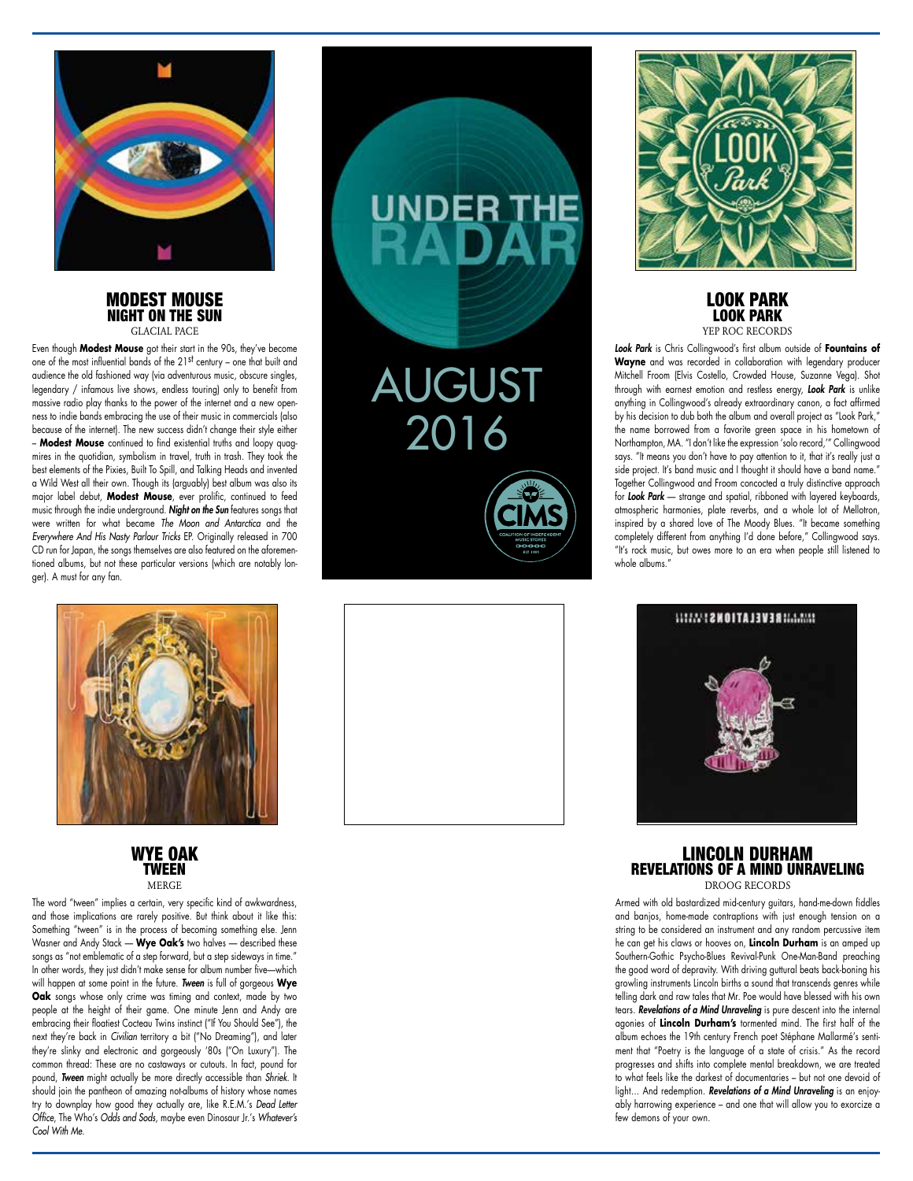## MODEST MOUSE
### NIGHT ON THE SUN
GLACIAL PACE

Even though **Modest Mouse** got their start in the 90s, they've become one of the most influential bands of the 21st century – one that built and audience the old fashioned way (via adventurous music, obscure singles, legendary / infamous live shows, endless touring) only to benefit from massive radio play thanks to the power of the internet and a new openness to indie bands embracing the use of their music in commercials (also because of the internet). The new success didn't change their style either – **Modest Mouse** continued to find existential truths and loopy quagmires in the quotidian, symbolism in travel, truth in trash. They took the best elements of the Pixies, Built To Spill, and Talking Heads and invented a Wild West all their own. Though its (arguably) best album was also its major label debut, **Modest Mouse**, ever prolific, continued to feed music through the indie underground. ***Night on the Sun*** features songs that were written for what became *The Moon and Antarctica* and the *Everywhere And His Nasty Parlour Tricks* EP. Originally released in 700 CD run for Japan, the songs themselves are also featured on the aforementioned albums, but not these particular versions (which are notably longer). A must for any fan.

# UNDER THE RADAR
# AUGUST 2016

CIMS
COALITION OF INDEPENDENT MUSIC STORES

## LOOK PARK
### LOOK PARK
YEP ROC RECORDS

***Look Park*** is Chris Collingwood's first album outside of **Fountains of Wayne** and was recorded in collaboration with legendary producer Mitchell Froom (Elvis Costello, Crowded House, Suzanne Vega). Shot through with earnest emotion and restless energy, ***Look Park*** is unlike anything in Collingwood's already extraordinary canon, a fact affirmed by his decision to dub both the album and overall project as "Look Park," the name borrowed from a favorite green space in his hometown of Northampton, MA. "I don't like the expression 'solo record,'" Collingwood says. "It means you don't have to pay attention to it, that it's really just a side project. It's band music and I thought it should have a band name." Together Collingwood and Froom concocted a truly distinctive approach for ***Look Park*** — strange and spatial, ribboned with layered keyboards, atmospheric harmonies, plate reverbs, and a whole lot of Mellotron, inspired by a shared love of The Moody Blues. "It became something completely different from anything I'd done before," Collingwood says. "It's rock music, but owes more to an era when people still listened to whole albums."

## WYE OAK
### TWEEN
MERGE

The word "tween" implies a certain, very specific kind of awkwardness, and those implications are rarely positive. But think about it like this: Something "tween" is in the process of becoming something else. Jenn Wasner and Andy Stack — **Wye Oak's** two halves — described these songs as "not emblematic of a step forward, but a step sideways in time." In other words, they just didn't make sense for album number five—which will happen at some point in the future. ***Tween*** is full of gorgeous **Wye Oak** songs whose only crime was timing and context, made by two people at the height of their game. One minute Jenn and Andy are embracing their floatiest Cocteau Twins instinct ("If You Should See"), the next they're back in *Civilian* territory a bit ("No Dreaming"), and later they're slinky and electronic and gorgeously '80s ("On Luxury"). The common thread: These are no castaways or cutouts. In fact, pound for pound, ***Tween*** might actually be more directly accessible than *Shriek*. It should join the pantheon of amazing not-albums of history whose names try to downplay how good they actually are, like R.E.M.'s *Dead Letter Office*, The Who's *Odds and Sods*, maybe even Dinosaur Jr.'s *Whatever's Cool With Me*.

## LINCOLN DURHAM
### REVELATIONS OF A MIND UNRAVELING
DROOG RECORDS

Armed with old bastardized mid-century guitars, hand-me-down fiddles and banjos, home-made contraptions with just enough tension on a string to be considered an instrument and any random percussive item he can get his claws or hooves on, **Lincoln Durham** is an amped up Southern-Gothic Psycho-Blues Revival-Punk One-Man-Band preaching the good word of depravity. With driving guttural beats back-boning his growling instruments Lincoln births a sound that transcends genres while telling dark and raw tales that Mr. Poe would have blessed with his own tears. ***Revelations of a Mind Unraveling*** is pure descent into the internal agonies of **Lincoln Durham's** tormented mind. The first half of the album echoes the 19th century French poet Stéphane Mallarmé's sentiment that "Poetry is the language of a state of crisis." As the record progresses and shifts into complete mental breakdown, we are treated to what feels like the darkest of documentaries – but not one devoid of light… And redemption. ***Revelations of a Mind Unraveling*** is an enjoyably harrowing experience – and one that will allow you to exorcize a few demons of your own.